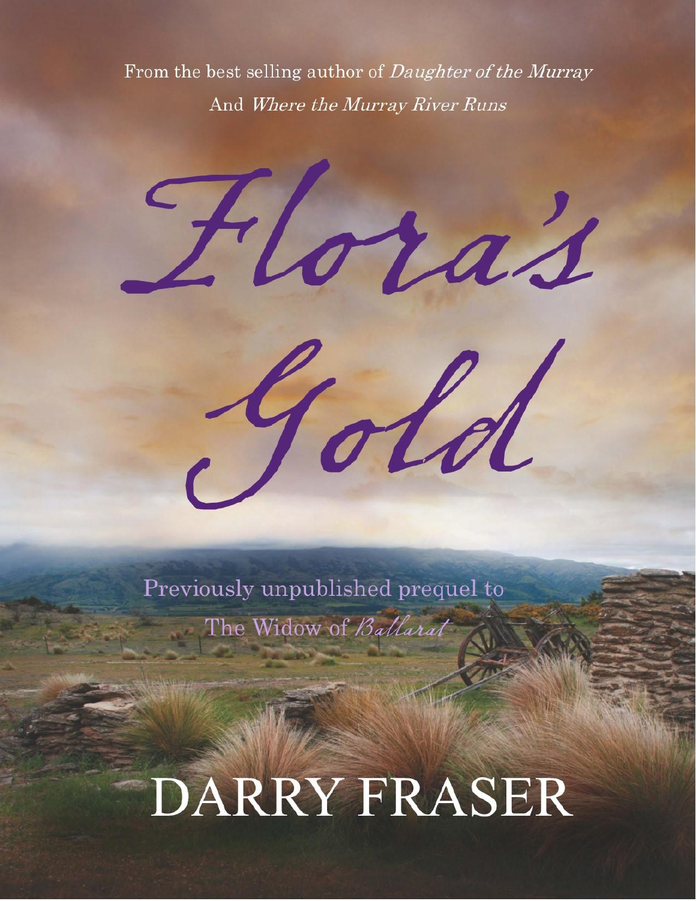From the best selling author of *Daughter of the Murray*
And *Where the Murray River Runs*

# Flora's Gold

Previously unpublished prequel to
The Widow of *Ballarat*

## DARRY FRASER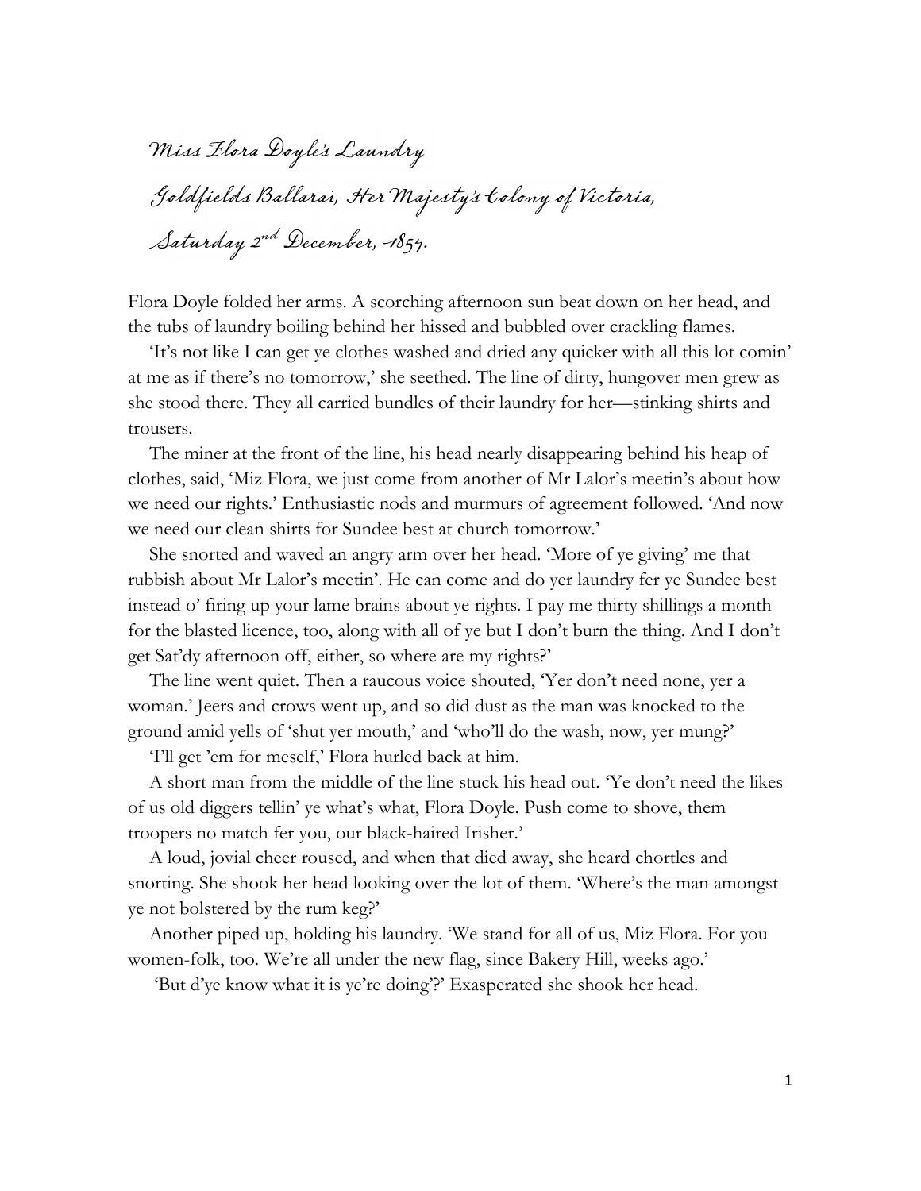*Miss Flora Doyle's Laundry*

*Goldfields Ballarat, Her Majesty's Colony of Victoria,*

*Saturday 2nd December, 1854.*

Flora Doyle folded her arms. A scorching afternoon sun beat down on her head, and the tubs of laundry boiling behind her hissed and bubbled over crackling flames.

'It's not like I can get ye clothes washed and dried any quicker with all this lot comin' at me as if there's no tomorrow,' she seethed. The line of dirty, hungover men grew as she stood there. They all carried bundles of their laundry for her—stinking shirts and trousers.

The miner at the front of the line, his head nearly disappearing behind his heap of clothes, said, 'Miz Flora, we just come from another of Mr Lalor's meetin's about how we need our rights.' Enthusiastic nods and murmurs of agreement followed. 'And now we need our clean shirts for Sundee best at church tomorrow.'

She snorted and waved an angry arm over her head. 'More of ye giving' me that rubbish about Mr Lalor's meetin'. He can come and do yer laundry fer ye Sundee best instead o' firing up your lame brains about ye rights. I pay me thirty shillings a month for the blasted licence, too, along with all of ye but I don't burn the thing. And I don't get Sat'dy afternoon off, either, so where are my rights?'

The line went quiet. Then a raucous voice shouted, 'Yer don't need none, yer a woman.' Jeers and crows went up, and so did dust as the man was knocked to the ground amid yells of 'shut yer mouth,' and 'who'll do the wash, now, yer mung?'

'I'll get 'em for meself,' Flora hurled back at him.

A short man from the middle of the line stuck his head out. 'Ye don't need the likes of us old diggers tellin' ye what's what, Flora Doyle. Push come to shove, them troopers no match fer you, our black-haired Irisher.'

A loud, jovial cheer roused, and when that died away, she heard chortles and snorting. She shook her head looking over the lot of them. 'Where's the man amongst ye not bolstered by the rum keg?'

Another piped up, holding his laundry. 'We stand for all of us, Miz Flora. For you women-folk, too. We're all under the new flag, since Bakery Hill, weeks ago.'

'But d'ye know what it is ye're doing'?' Exasperated she shook her head.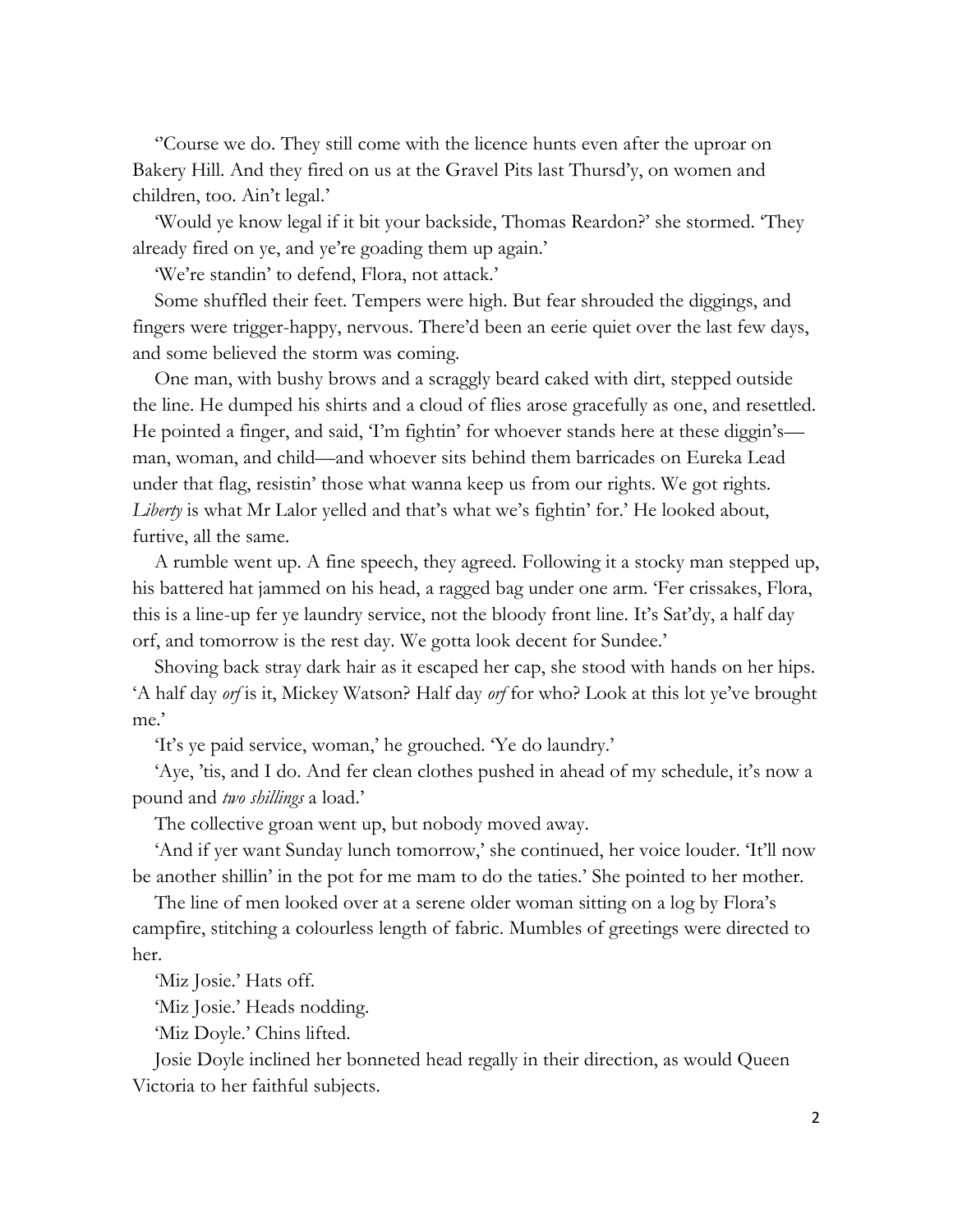‘’Course we do. They still come with the licence hunts even after the uproar on Bakery Hill. And they fired on us at the Gravel Pits last Thursd’y, on women and children, too. Ain’t legal.’

‘Would ye know legal if it bit your backside, Thomas Reardon?’ she stormed. ‘They already fired on ye, and ye’re goading them up again.’

‘We’re standin’ to defend, Flora, not attack.’

Some shuffled their feet. Tempers were high. But fear shrouded the diggings, and fingers were trigger-happy, nervous. There’d been an eerie quiet over the last few days, and some believed the storm was coming.

One man, with bushy brows and a scraggly beard caked with dirt, stepped outside the line. He dumped his shirts and a cloud of flies arose gracefully as one, and resettled. He pointed a finger, and said, ‘I’m fightin’ for whoever stands here at these diggin’s—man, woman, and child—and whoever sits behind them barricades on Eureka Lead under that flag, resistin’ those what wanna keep us from our rights. We got rights. *Liberty* is what Mr Lalor yelled and that’s what we’s fightin’ for.’ He looked about, furtive, all the same.

A rumble went up. A fine speech, they agreed. Following it a stocky man stepped up, his battered hat jammed on his head, a ragged bag under one arm. ‘Fer crissakes, Flora, this is a line-up fer ye laundry service, not the bloody front line. It’s Sat’dy, a half day orf, and tomorrow is the rest day. We gotta look decent for Sundee.’

Shoving back stray dark hair as it escaped her cap, she stood with hands on her hips. ‘A half day *orf* is it, Mickey Watson? Half day *orf* for who? Look at this lot ye’ve brought me.’

‘It’s ye paid service, woman,’ he grouched. ‘Ye do laundry.’

‘Aye, ’tis, and I do. And fer clean clothes pushed in ahead of my schedule, it’s now a pound and *two shillings* a load.’

The collective groan went up, but nobody moved away.

‘And if yer want Sunday lunch tomorrow,’ she continued, her voice louder. ‘It’ll now be another shillin’ in the pot for me mam to do the taties.’ She pointed to her mother.

The line of men looked over at a serene older woman sitting on a log by Flora’s campfire, stitching a colourless length of fabric. Mumbles of greetings were directed to her.

‘Miz Josie.’ Hats off.

‘Miz Josie.’ Heads nodding.

‘Miz Doyle.’ Chins lifted.

Josie Doyle inclined her bonneted head regally in their direction, as would Queen Victoria to her faithful subjects.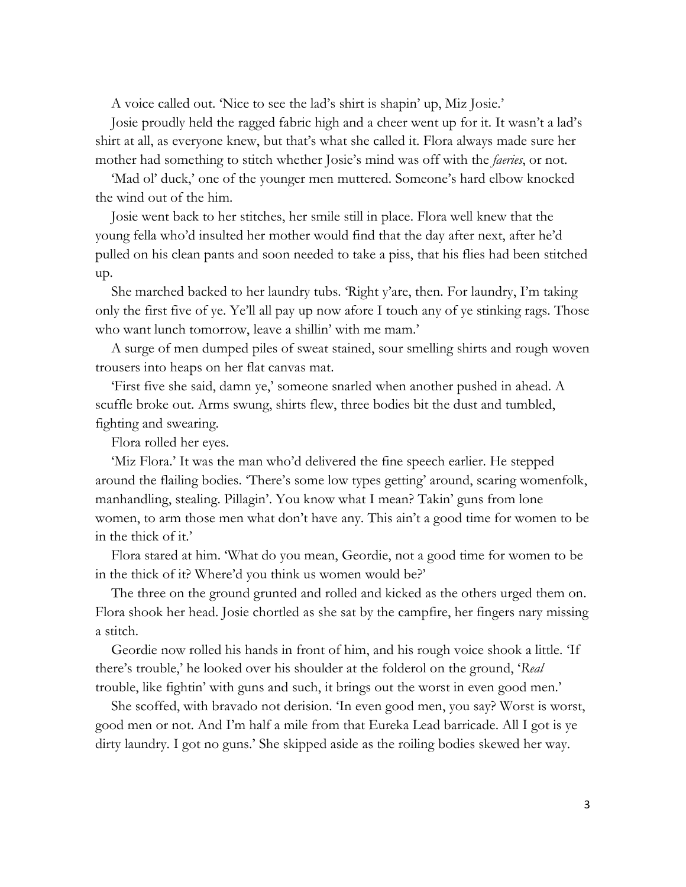A voice called out. 'Nice to see the lad's shirt is shapin' up, Miz Josie.'

Josie proudly held the ragged fabric high and a cheer went up for it. It wasn't a lad's shirt at all, as everyone knew, but that's what she called it. Flora always made sure her mother had something to stitch whether Josie's mind was off with the *faeries*, or not.

'Mad ol' duck,' one of the younger men muttered. Someone's hard elbow knocked the wind out of the him.

Josie went back to her stitches, her smile still in place. Flora well knew that the young fella who'd insulted her mother would find that the day after next, after he'd pulled on his clean pants and soon needed to take a piss, that his flies had been stitched up.

She marched backed to her laundry tubs. 'Right y'are, then. For laundry, I'm taking only the first five of ye. Ye'll all pay up now afore I touch any of ye stinking rags. Those who want lunch tomorrow, leave a shillin' with me mam.'

A surge of men dumped piles of sweat stained, sour smelling shirts and rough woven trousers into heaps on her flat canvas mat.

'First five she said, damn ye,' someone snarled when another pushed in ahead. A scuffle broke out. Arms swung, shirts flew, three bodies bit the dust and tumbled, fighting and swearing.

Flora rolled her eyes.

'Miz Flora.' It was the man who'd delivered the fine speech earlier. He stepped around the flailing bodies. 'There's some low types getting' around, scaring womenfolk, manhandling, stealing. Pillagin'. You know what I mean? Takin' guns from lone women, to arm those men what don't have any. This ain't a good time for women to be in the thick of it.'

Flora stared at him. 'What do you mean, Geordie, not a good time for women to be in the thick of it? Where'd you think us women would be?'

The three on the ground grunted and rolled and kicked as the others urged them on. Flora shook her head. Josie chortled as she sat by the campfire, her fingers nary missing a stitch.

Geordie now rolled his hands in front of him, and his rough voice shook a little. 'If there's trouble,' he looked over his shoulder at the folderol on the ground, '*Real* trouble, like fightin' with guns and such, it brings out the worst in even good men.'

She scoffed, with bravado not derision. 'In even good men, you say? Worst is worst, good men or not. And I'm half a mile from that Eureka Lead barricade. All I got is ye dirty laundry. I got no guns.' She skipped aside as the roiling bodies skewed her way.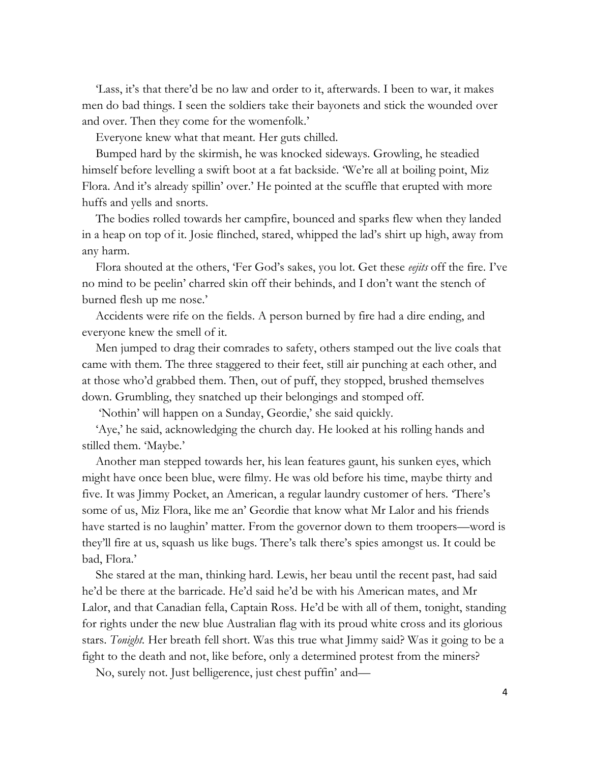'Lass, it's that there'd be no law and order to it, afterwards. I been to war, it makes men do bad things. I seen the soldiers take their bayonets and stick the wounded over and over. Then they come for the womenfolk.'

Everyone knew what that meant. Her guts chilled.

Bumped hard by the skirmish, he was knocked sideways. Growling, he steadied himself before levelling a swift boot at a fat backside. 'We're all at boiling point, Miz Flora. And it's already spillin' over.' He pointed at the scuffle that erupted with more huffs and yells and snorts.

The bodies rolled towards her campfire, bounced and sparks flew when they landed in a heap on top of it. Josie flinched, stared, whipped the lad's shirt up high, away from any harm.

Flora shouted at the others, 'Fer God's sakes, you lot. Get these *eejits* off the fire. I've no mind to be peelin' charred skin off their behinds, and I don't want the stench of burned flesh up me nose.'

Accidents were rife on the fields. A person burned by fire had a dire ending, and everyone knew the smell of it.

Men jumped to drag their comrades to safety, others stamped out the live coals that came with them. The three staggered to their feet, still air punching at each other, and at those who'd grabbed them. Then, out of puff, they stopped, brushed themselves down. Grumbling, they snatched up their belongings and stomped off.

'Nothin' will happen on a Sunday, Geordie,' she said quickly.

'Aye,' he said, acknowledging the church day. He looked at his rolling hands and stilled them. 'Maybe.'

Another man stepped towards her, his lean features gaunt, his sunken eyes, which might have once been blue, were filmy. He was old before his time, maybe thirty and five. It was Jimmy Pocket, an American, a regular laundry customer of hers. 'There's some of us, Miz Flora, like me an' Geordie that know what Mr Lalor and his friends have started is no laughin' matter. From the governor down to them troopers—word is they'll fire at us, squash us like bugs. There's talk there's spies amongst us. It could be bad, Flora.'

She stared at the man, thinking hard. Lewis, her beau until the recent past, had said he'd be there at the barricade. He'd said he'd be with his American mates, and Mr Lalor, and that Canadian fella, Captain Ross. He'd be with all of them, tonight, standing for rights under the new blue Australian flag with its proud white cross and its glorious stars. *Tonight.* Her breath fell short. Was this true what Jimmy said? Was it going to be a fight to the death and not, like before, only a determined protest from the miners?

No, surely not. Just belligerence, just chest puffin' and—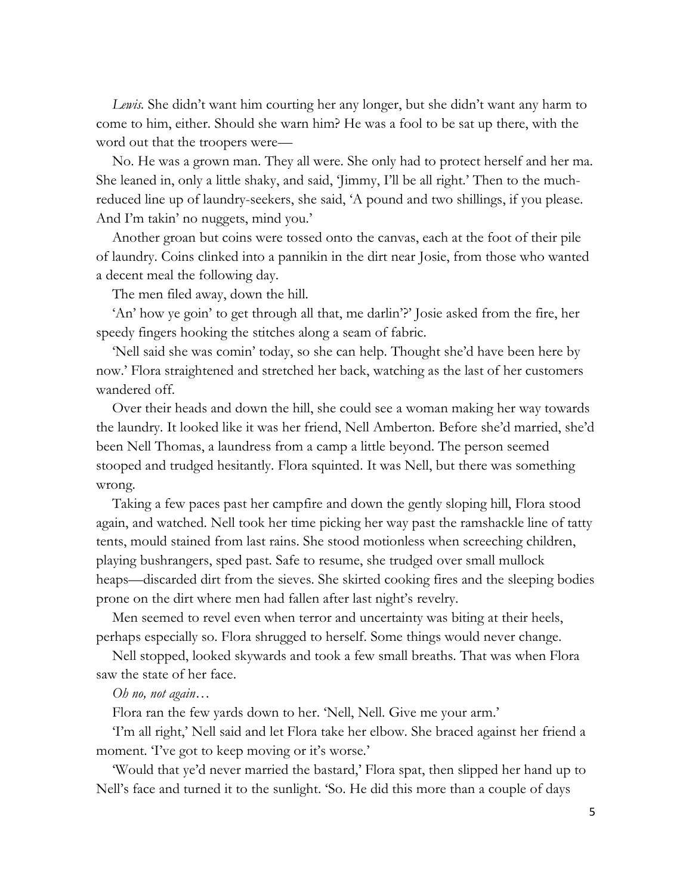*Lewis.* She didn't want him courting her any longer, but she didn't want any harm to come to him, either. Should she warn him? He was a fool to be sat up there, with the word out that the troopers were—

No. He was a grown man. They all were. She only had to protect herself and her ma. She leaned in, only a little shaky, and said, 'Jimmy, I'll be all right.' Then to the much-reduced line up of laundry-seekers, she said, 'A pound and two shillings, if you please. And I'm takin' no nuggets, mind you.'

Another groan but coins were tossed onto the canvas, each at the foot of their pile of laundry. Coins clinked into a pannikin in the dirt near Josie, from those who wanted a decent meal the following day.

The men filed away, down the hill.

'An' how ye goin' to get through all that, me darlin'?' Josie asked from the fire, her speedy fingers hooking the stitches along a seam of fabric.

'Nell said she was comin' today, so she can help. Thought she'd have been here by now.' Flora straightened and stretched her back, watching as the last of her customers wandered off.

Over their heads and down the hill, she could see a woman making her way towards the laundry. It looked like it was her friend, Nell Amberton. Before she'd married, she'd been Nell Thomas, a laundress from a camp a little beyond. The person seemed stooped and trudged hesitantly. Flora squinted. It was Nell, but there was something wrong.

Taking a few paces past her campfire and down the gently sloping hill, Flora stood again, and watched. Nell took her time picking her way past the ramshackle line of tatty tents, mould stained from last rains. She stood motionless when screeching children, playing bushrangers, sped past. Safe to resume, she trudged over small mullock heaps—discarded dirt from the sieves. She skirted cooking fires and the sleeping bodies prone on the dirt where men had fallen after last night's revelry.

Men seemed to revel even when terror and uncertainty was biting at their heels, perhaps especially so. Flora shrugged to herself. Some things would never change.

Nell stopped, looked skywards and took a few small breaths. That was when Flora saw the state of her face.

*Oh no, not again…*

Flora ran the few yards down to her. 'Nell, Nell. Give me your arm.'

'I'm all right,' Nell said and let Flora take her elbow. She braced against her friend a moment. 'I've got to keep moving or it's worse.'

'Would that ye'd never married the bastard,' Flora spat, then slipped her hand up to Nell's face and turned it to the sunlight. 'So. He did this more than a couple of days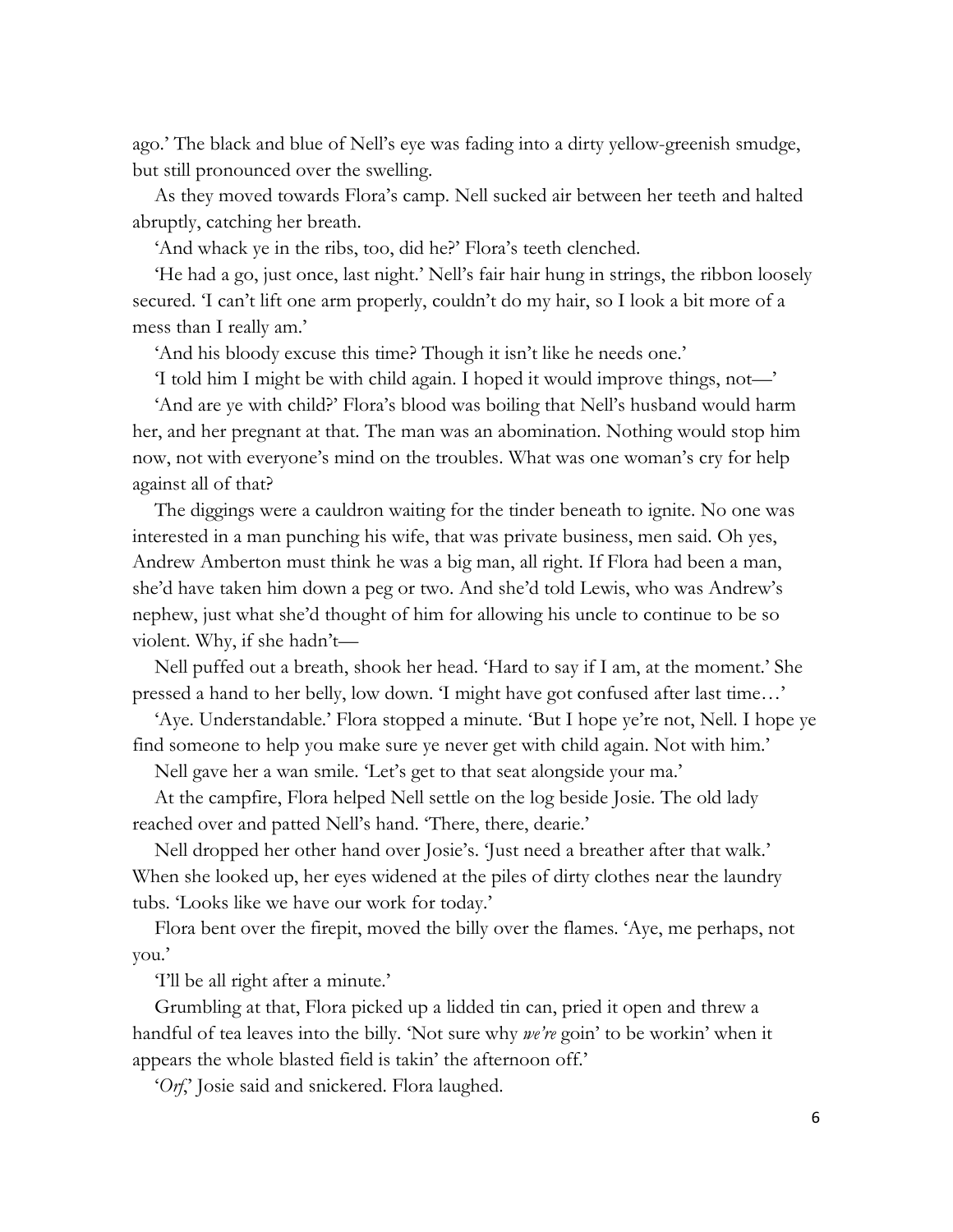ago.' The black and blue of Nell's eye was fading into a dirty yellow-greenish smudge, but still pronounced over the swelling.

As they moved towards Flora's camp. Nell sucked air between her teeth and halted abruptly, catching her breath.

'And whack ye in the ribs, too, did he?' Flora's teeth clenched.

'He had a go, just once, last night.' Nell's fair hair hung in strings, the ribbon loosely secured. 'I can't lift one arm properly, couldn't do my hair, so I look a bit more of a mess than I really am.'

'And his bloody excuse this time? Though it isn't like he needs one.'

'I told him I might be with child again. I hoped it would improve things, not—'

'And are ye with child?' Flora's blood was boiling that Nell's husband would harm her, and her pregnant at that. The man was an abomination. Nothing would stop him now, not with everyone's mind on the troubles. What was one woman's cry for help against all of that?

The diggings were a cauldron waiting for the tinder beneath to ignite. No one was interested in a man punching his wife, that was private business, men said. Oh yes, Andrew Amberton must think he was a big man, all right. If Flora had been a man, she'd have taken him down a peg or two. And she'd told Lewis, who was Andrew's nephew, just what she'd thought of him for allowing his uncle to continue to be so violent. Why, if she hadn't—

Nell puffed out a breath, shook her head. 'Hard to say if I am, at the moment.' She pressed a hand to her belly, low down. 'I might have got confused after last time…'

'Aye. Understandable.' Flora stopped a minute. 'But I hope ye're not, Nell. I hope ye find someone to help you make sure ye never get with child again. Not with him.'

Nell gave her a wan smile. 'Let's get to that seat alongside your ma.'

At the campfire, Flora helped Nell settle on the log beside Josie. The old lady reached over and patted Nell's hand. 'There, there, dearie.'

Nell dropped her other hand over Josie's. 'Just need a breather after that walk.' When she looked up, her eyes widened at the piles of dirty clothes near the laundry tubs. 'Looks like we have our work for today.'

Flora bent over the firepit, moved the billy over the flames. 'Aye, me perhaps, not you.'

'I'll be all right after a minute.'

Grumbling at that, Flora picked up a lidded tin can, pried it open and threw a handful of tea leaves into the billy. 'Not sure why *we're* goin' to be workin' when it appears the whole blasted field is takin' the afternoon off.'

'*Orf*,' Josie said and snickered. Flora laughed.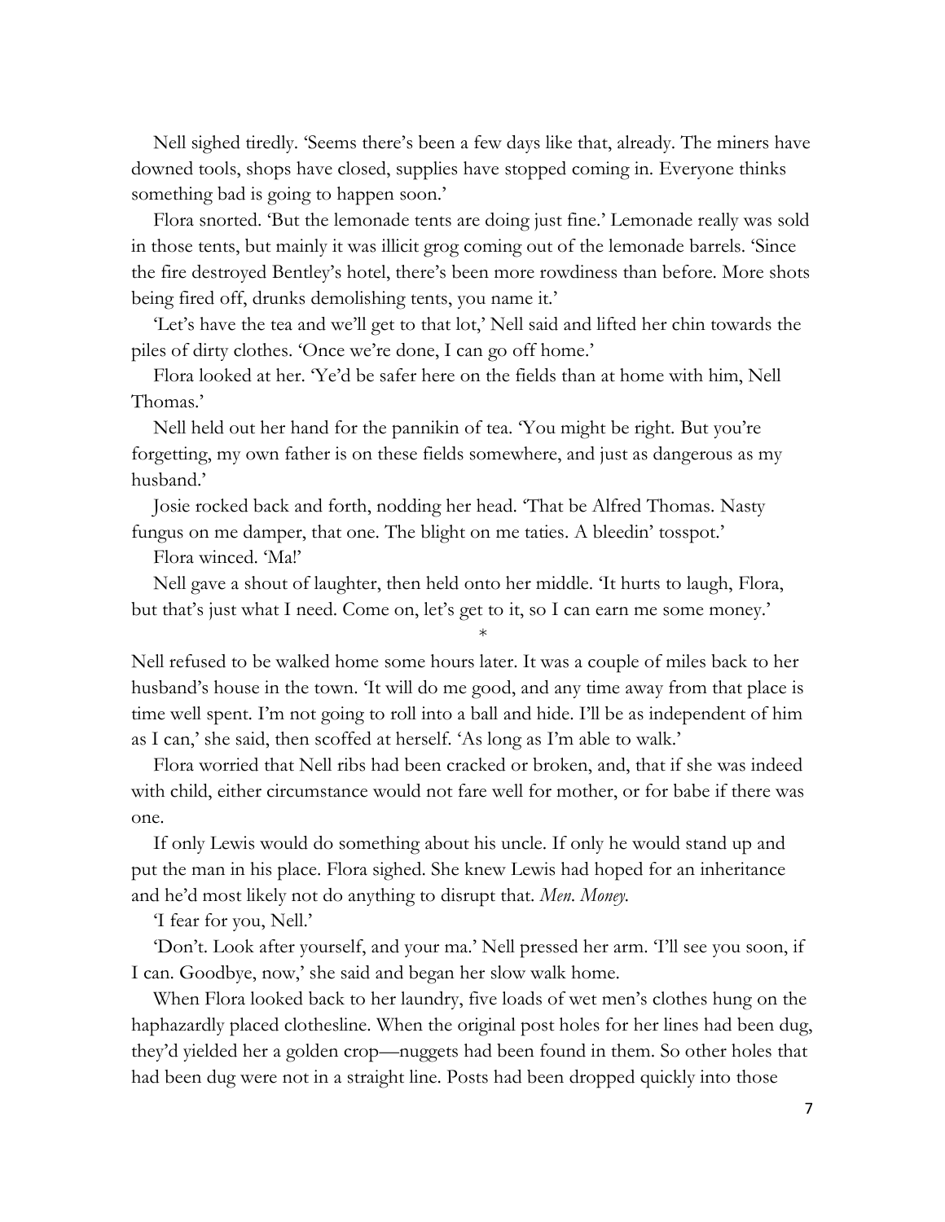Nell sighed tiredly. 'Seems there's been a few days like that, already. The miners have downed tools, shops have closed, supplies have stopped coming in. Everyone thinks something bad is going to happen soon.'

Flora snorted. 'But the lemonade tents are doing just fine.' Lemonade really was sold in those tents, but mainly it was illicit grog coming out of the lemonade barrels. 'Since the fire destroyed Bentley's hotel, there's been more rowdiness than before. More shots being fired off, drunks demolishing tents, you name it.'

'Let's have the tea and we'll get to that lot,' Nell said and lifted her chin towards the piles of dirty clothes. 'Once we're done, I can go off home.'

Flora looked at her. 'Ye'd be safer here on the fields than at home with him, Nell Thomas.'

Nell held out her hand for the pannikin of tea. 'You might be right. But you're forgetting, my own father is on these fields somewhere, and just as dangerous as my husband.'

Josie rocked back and forth, nodding her head. 'That be Alfred Thomas. Nasty fungus on me damper, that one. The blight on me taties. A bleedin' tosspot.'

Flora winced. 'Ma!'

Nell gave a shout of laughter, then held onto her middle. 'It hurts to laugh, Flora, but that's just what I need. Come on, let's get to it, so I can earn me some money.'

*

Nell refused to be walked home some hours later. It was a couple of miles back to her husband's house in the town. 'It will do me good, and any time away from that place is time well spent. I'm not going to roll into a ball and hide. I'll be as independent of him as I can,' she said, then scoffed at herself. 'As long as I'm able to walk.'

Flora worried that Nell ribs had been cracked or broken, and, that if she was indeed with child, either circumstance would not fare well for mother, or for babe if there was one.

If only Lewis would do something about his uncle. If only he would stand up and put the man in his place. Flora sighed. She knew Lewis had hoped for an inheritance and he'd most likely not do anything to disrupt that. *Men. Money.*

'I fear for you, Nell.'

'Don't. Look after yourself, and your ma.' Nell pressed her arm. 'I'll see you soon, if I can. Goodbye, now,' she said and began her slow walk home.

When Flora looked back to her laundry, five loads of wet men's clothes hung on the haphazardly placed clothesline. When the original post holes for her lines had been dug, they'd yielded her a golden crop—nuggets had been found in them. So other holes that had been dug were not in a straight line. Posts had been dropped quickly into those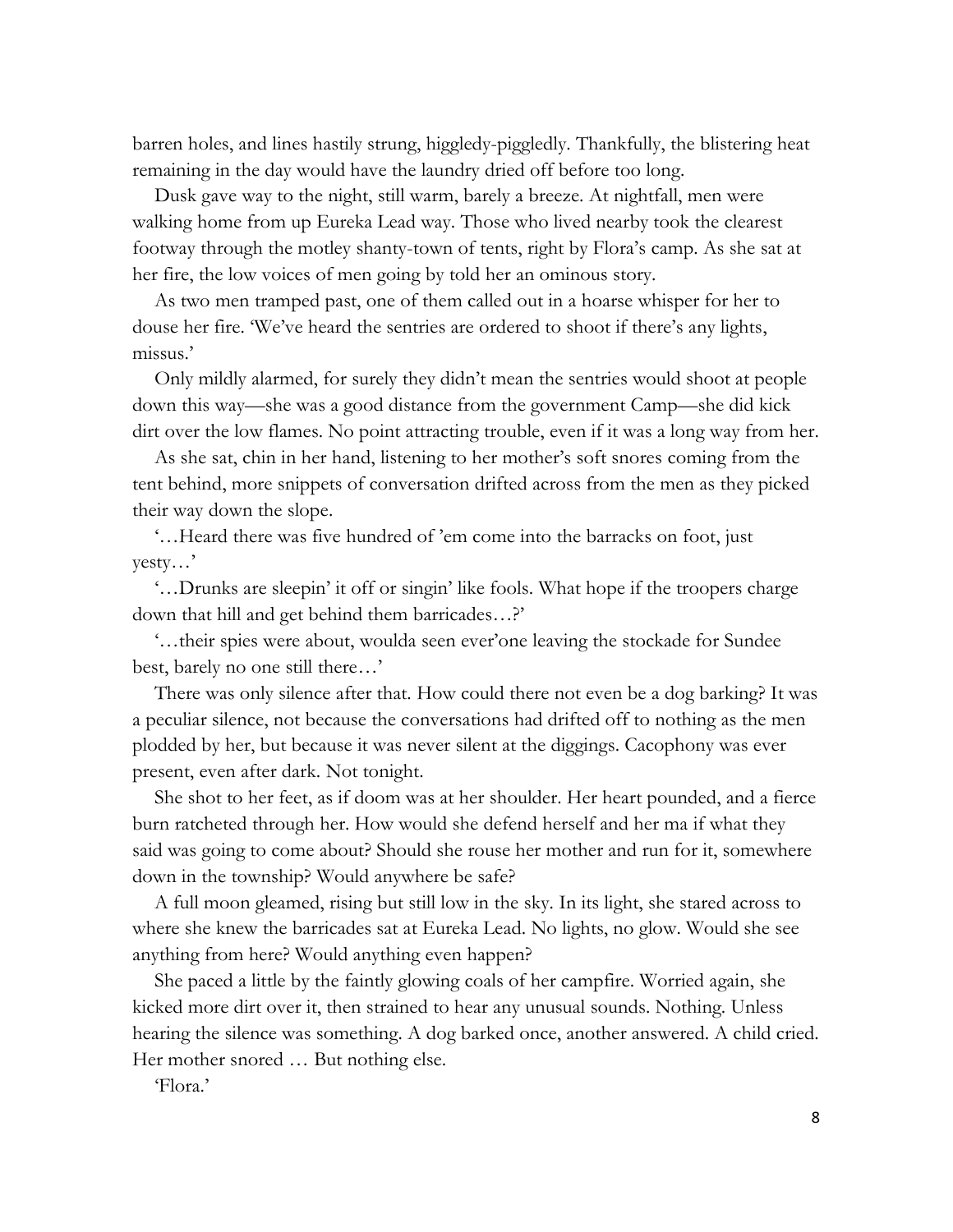barren holes, and lines hastily strung, higgledy-piggledly. Thankfully, the blistering heat remaining in the day would have the laundry dried off before too long.

Dusk gave way to the night, still warm, barely a breeze. At nightfall, men were walking home from up Eureka Lead way. Those who lived nearby took the clearest footway through the motley shanty-town of tents, right by Flora's camp. As she sat at her fire, the low voices of men going by told her an ominous story.

As two men tramped past, one of them called out in a hoarse whisper for her to douse her fire. 'We've heard the sentries are ordered to shoot if there's any lights, missus.'

Only mildly alarmed, for surely they didn't mean the sentries would shoot at people down this way—she was a good distance from the government Camp—she did kick dirt over the low flames. No point attracting trouble, even if it was a long way from her.

As she sat, chin in her hand, listening to her mother's soft snores coming from the tent behind, more snippets of conversation drifted across from the men as they picked their way down the slope.

'…Heard there was five hundred of 'em come into the barracks on foot, just yesty…'

'…Drunks are sleepin' it off or singin' like fools. What hope if the troopers charge down that hill and get behind them barricades…?'

'…their spies were about, woulda seen ever'one leaving the stockade for Sundee best, barely no one still there…'

There was only silence after that. How could there not even be a dog barking? It was a peculiar silence, not because the conversations had drifted off to nothing as the men plodded by her, but because it was never silent at the diggings. Cacophony was ever present, even after dark. Not tonight.

She shot to her feet, as if doom was at her shoulder. Her heart pounded, and a fierce burn ratcheted through her. How would she defend herself and her ma if what they said was going to come about? Should she rouse her mother and run for it, somewhere down in the township? Would anywhere be safe?

A full moon gleamed, rising but still low in the sky. In its light, she stared across to where she knew the barricades sat at Eureka Lead. No lights, no glow. Would she see anything from here? Would anything even happen?

She paced a little by the faintly glowing coals of her campfire. Worried again, she kicked more dirt over it, then strained to hear any unusual sounds. Nothing. Unless hearing the silence was something. A dog barked once, another answered. A child cried. Her mother snored … But nothing else.

'Flora.'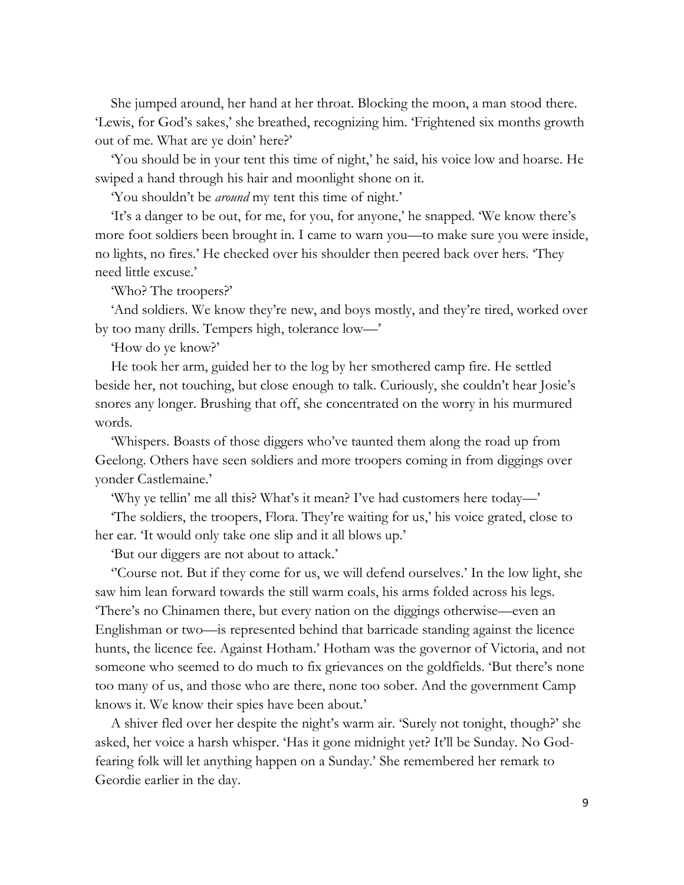She jumped around, her hand at her throat. Blocking the moon, a man stood there. 'Lewis, for God's sakes,' she breathed, recognizing him. 'Frightened six months growth out of me. What are ye doin' here?'

'You should be in your tent this time of night,' he said, his voice low and hoarse. He swiped a hand through his hair and moonlight shone on it.

'You shouldn't be *around* my tent this time of night.'

'It's a danger to be out, for me, for you, for anyone,' he snapped. 'We know there's more foot soldiers been brought in. I came to warn you—to make sure you were inside, no lights, no fires.' He checked over his shoulder then peered back over hers. 'They need little excuse.'

'Who? The troopers?'

'And soldiers. We know they're new, and boys mostly, and they're tired, worked over by too many drills. Tempers high, tolerance low—'

'How do ye know?'

He took her arm, guided her to the log by her smothered camp fire. He settled beside her, not touching, but close enough to talk. Curiously, she couldn't hear Josie's snores any longer. Brushing that off, she concentrated on the worry in his murmured words.

'Whispers. Boasts of those diggers who've taunted them along the road up from Geelong. Others have seen soldiers and more troopers coming in from diggings over yonder Castlemaine.'

'Why ye tellin' me all this? What's it mean? I've had customers here today—'

'The soldiers, the troopers, Flora. They're waiting for us,' his voice grated, close to her ear. 'It would only take one slip and it all blows up.'

'But our diggers are not about to attack.'

''Course not. But if they come for us, we will defend ourselves.' In the low light, she saw him lean forward towards the still warm coals, his arms folded across his legs. 'There's no Chinamen there, but every nation on the diggings otherwise—even an Englishman or two—is represented behind that barricade standing against the licence hunts, the licence fee. Against Hotham.' Hotham was the governor of Victoria, and not someone who seemed to do much to fix grievances on the goldfields. 'But there's none too many of us, and those who are there, none too sober. And the government Camp knows it. We know their spies have been about.'

A shiver fled over her despite the night's warm air. 'Surely not tonight, though?' she asked, her voice a harsh whisper. 'Has it gone midnight yet? It'll be Sunday. No God-fearing folk will let anything happen on a Sunday.' She remembered her remark to Geordie earlier in the day.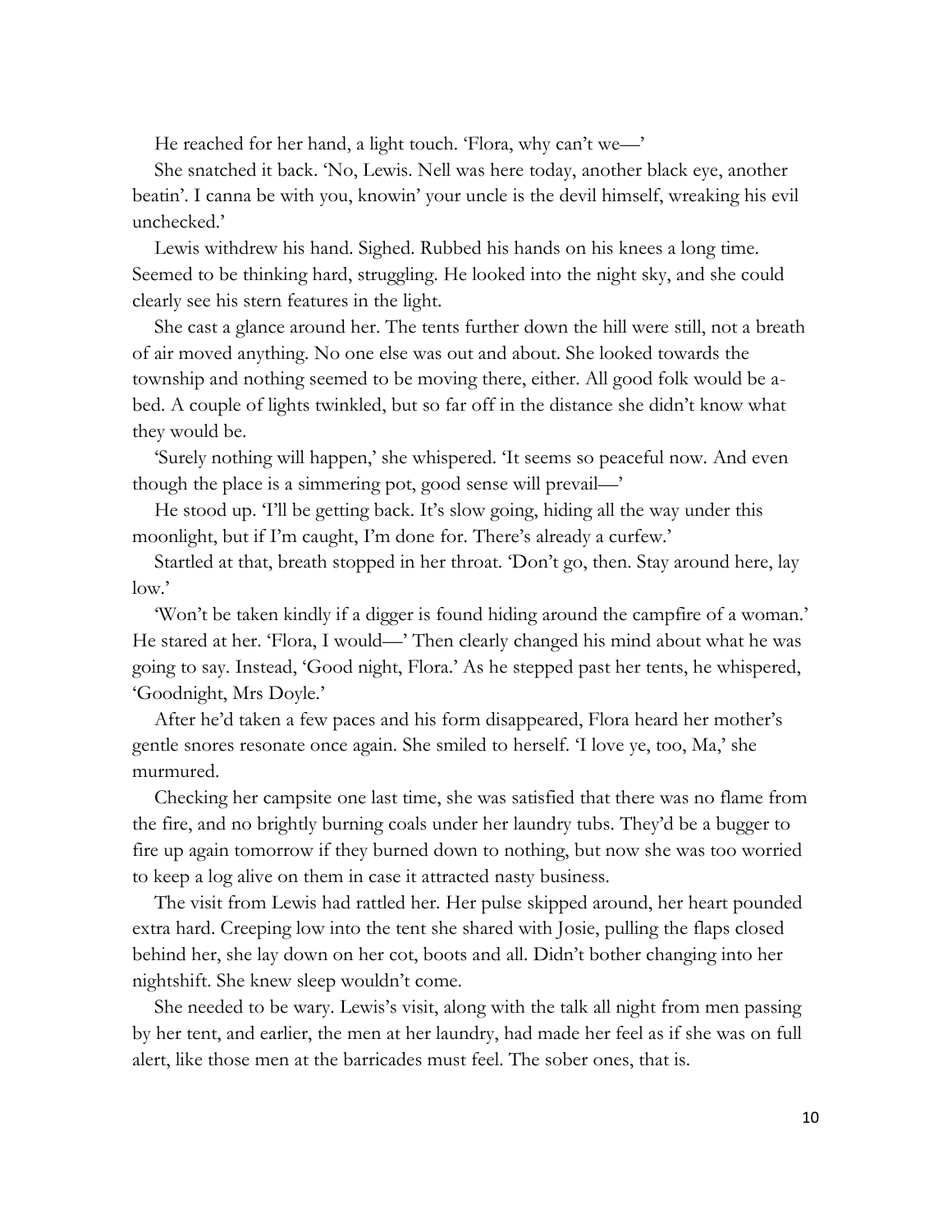He reached for her hand, a light touch. 'Flora, why can't we—'

She snatched it back. 'No, Lewis. Nell was here today, another black eye, another beatin'. I canna be with you, knowin' your uncle is the devil himself, wreaking his evil unchecked.'

Lewis withdrew his hand. Sighed. Rubbed his hands on his knees a long time. Seemed to be thinking hard, struggling. He looked into the night sky, and she could clearly see his stern features in the light.

She cast a glance around her. The tents further down the hill were still, not a breath of air moved anything. No one else was out and about. She looked towards the township and nothing seemed to be moving there, either. All good folk would be a-bed. A couple of lights twinkled, but so far off in the distance she didn't know what they would be.

'Surely nothing will happen,' she whispered. 'It seems so peaceful now. And even though the place is a simmering pot, good sense will prevail—'

He stood up. 'I'll be getting back. It's slow going, hiding all the way under this moonlight, but if I'm caught, I'm done for. There's already a curfew.'

Startled at that, breath stopped in her throat. 'Don't go, then. Stay around here, lay low.'

'Won't be taken kindly if a digger is found hiding around the campfire of a woman.' He stared at her. 'Flora, I would—' Then clearly changed his mind about what he was going to say. Instead, 'Good night, Flora.' As he stepped past her tents, he whispered, 'Goodnight, Mrs Doyle.'

After he'd taken a few paces and his form disappeared, Flora heard her mother's gentle snores resonate once again. She smiled to herself. 'I love ye, too, Ma,' she murmured.

Checking her campsite one last time, she was satisfied that there was no flame from the fire, and no brightly burning coals under her laundry tubs. They'd be a bugger to fire up again tomorrow if they burned down to nothing, but now she was too worried to keep a log alive on them in case it attracted nasty business.

The visit from Lewis had rattled her. Her pulse skipped around, her heart pounded extra hard. Creeping low into the tent she shared with Josie, pulling the flaps closed behind her, she lay down on her cot, boots and all. Didn't bother changing into her nightshift. She knew sleep wouldn't come.

She needed to be wary. Lewis's visit, along with the talk all night from men passing by her tent, and earlier, the men at her laundry, had made her feel as if she was on full alert, like those men at the barricades must feel. The sober ones, that is.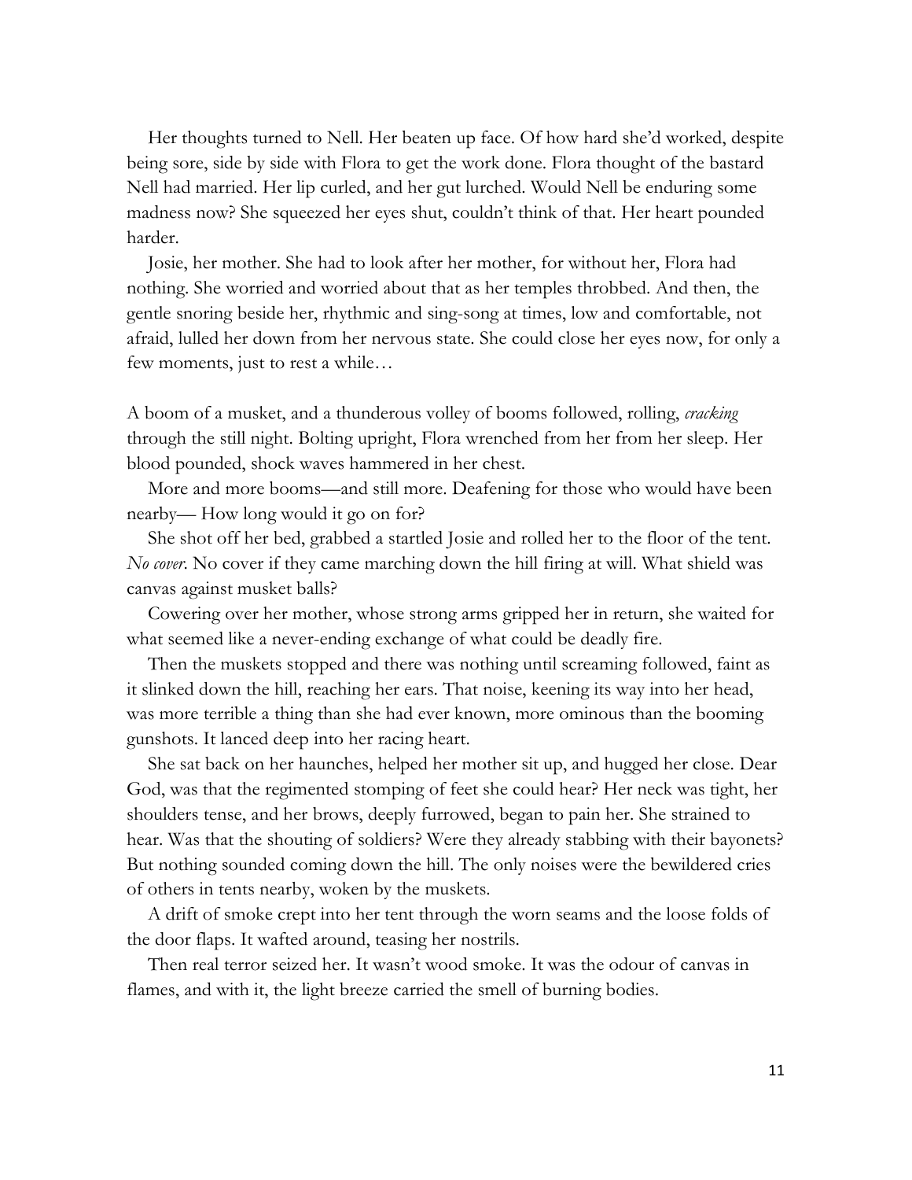Her thoughts turned to Nell. Her beaten up face. Of how hard she'd worked, despite being sore, side by side with Flora to get the work done. Flora thought of the bastard Nell had married. Her lip curled, and her gut lurched. Would Nell be enduring some madness now? She squeezed her eyes shut, couldn't think of that. Her heart pounded harder.

Josie, her mother. She had to look after her mother, for without her, Flora had nothing. She worried and worried about that as her temples throbbed. And then, the gentle snoring beside her, rhythmic and sing-song at times, low and comfortable, not afraid, lulled her down from her nervous state. She could close her eyes now, for only a few moments, just to rest a while…

A boom of a musket, and a thunderous volley of booms followed, rolling, *cracking* through the still night. Bolting upright, Flora wrenched from her from her sleep. Her blood pounded, shock waves hammered in her chest.

More and more booms—and still more. Deafening for those who would have been nearby— How long would it go on for?

She shot off her bed, grabbed a startled Josie and rolled her to the floor of the tent. *No cover.* No cover if they came marching down the hill firing at will. What shield was canvas against musket balls?

Cowering over her mother, whose strong arms gripped her in return, she waited for what seemed like a never-ending exchange of what could be deadly fire.

Then the muskets stopped and there was nothing until screaming followed, faint as it slinked down the hill, reaching her ears. That noise, keening its way into her head, was more terrible a thing than she had ever known, more ominous than the booming gunshots. It lanced deep into her racing heart.

She sat back on her haunches, helped her mother sit up, and hugged her close. Dear God, was that the regimented stomping of feet she could hear? Her neck was tight, her shoulders tense, and her brows, deeply furrowed, began to pain her. She strained to hear. Was that the shouting of soldiers? Were they already stabbing with their bayonets? But nothing sounded coming down the hill. The only noises were the bewildered cries of others in tents nearby, woken by the muskets.

A drift of smoke crept into her tent through the worn seams and the loose folds of the door flaps. It wafted around, teasing her nostrils.

Then real terror seized her. It wasn't wood smoke. It was the odour of canvas in flames, and with it, the light breeze carried the smell of burning bodies.